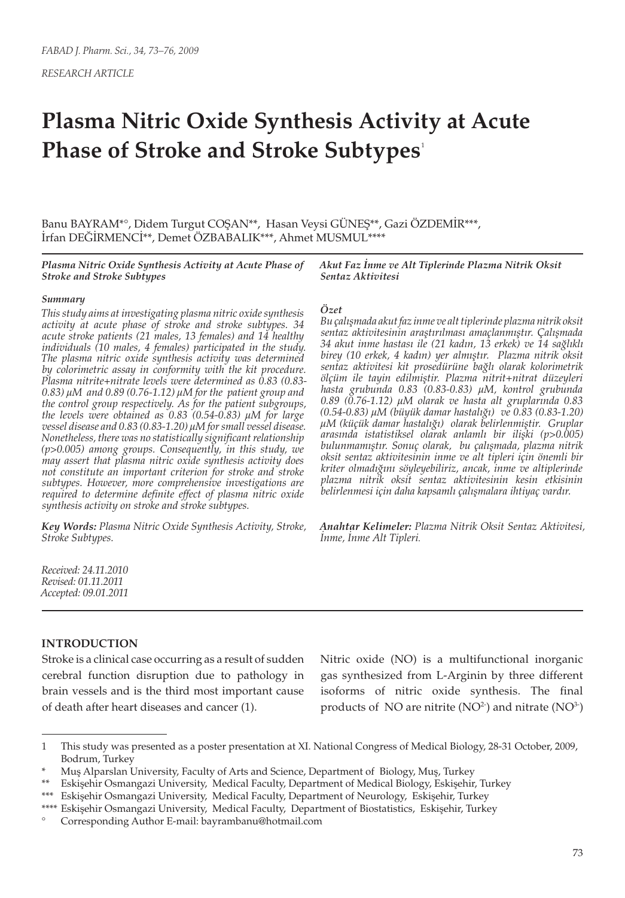*RESEARCH ARTICLE*

# Plasma Nitric Oxide Synthesis Activity at Acute Phase of Stroke and Stroke Subtypes[1]

Banu BAYRAM[*°], Didem Turgut COŞAN[**], Hasan Veysi GÜNEŞ[**], Gazi ÖZDEMİR[***], İrfan DEĞİRMENCİ[**], Demet ÖZBABALIK[***], Ahmet MUSMUL[****]

***Plasma Nitric Oxide Synthesis Activity at Acute Phase of Stroke and Stroke Subtypes***

***Summary***

*This study aims at investigating plasma nitric oxide synthesis activity at acute phase of stroke and stroke subtypes. 34 acute stroke patients (21 males, 13 females) and 14 healthy individuals (10 males, 4 females) participated in the study. The plasma nitric oxide synthesis activity was determined by colorimetric assay in conformity with the kit procedure. Plasma nitrite+nitrate levels were determined as 0.83 (0.83-0.83) µM and 0.89 (0.76-1.12) µM for the patient group and the control group respectively. As for the patient subgroups, the levels were obtained as 0.83 (0.54-0.83) µM for large vessel disease and 0.83 (0.83-1.20) µM for small vessel disease. Nonetheless, there was no statistically significant relationship (p>0.005) among groups. Consequently, in this study, we may assert that plasma nitric oxide synthesis activity does not constitute an important criterion for stroke and stroke subtypes. However, more comprehensive investigations are required to determine definite effect of plasma nitric oxide synthesis activity on stroke and stroke subtypes.*

***Key Words:*** *Plasma Nitric Oxide Synthesis Activity, Stroke, Stroke Subtypes.*

***Akut Faz İnme ve Alt Tiplerinde Plazma Nitrik Oksit Sentaz Aktivitesi***

***Özet***

*Bu çalışmada akut faz inme ve alt tiplerinde plazma nitrik oksit sentaz aktivitesinin araştırılması amaçlanmıştır. Çalışmada 34 akut inme hastası ile (21 kadın, 13 erkek) ve 14 sağlıklı birey (10 erkek, 4 kadın) yer almıştır. Plazma nitrik oksit sentaz aktivitesi kit prosedürüne bağlı olarak kolorimetrik ölçüm ile tayin edilmiştir. Plazma nitrit+nitrat düzeyleri hasta grubunda 0.83 (0.83-0.83) µM, kontrol grubunda 0.89 (0.76-1.12) µM olarak ve hasta alt gruplarında 0.83 (0.54-0.83) µM (büyük damar hastalığı) ve 0.83 (0.83-1.20) µM (küçük damar hastalığı) olarak belirlenmiştir. Gruplar arasında istatistiksel olarak anlamlı bir ilişki (p>0.005) bulunmamıştır. Sonuç olarak, bu çalışmada, plazma nitrik oksit sentaz aktivitesinin inme ve alt tipleri için önemli bir kriter olmadığını söyleyebiliriz, ancak, inme ve altiplerinde plazma nitrik oksit sentaz aktivitesinin kesin etkisinin belirlenmesi için daha kapsamlı çalışmalara ihtiyaç vardır.*

***Anahtar Kelimeler:*** *Plazma Nitrik Oksit Sentaz Aktivitesi, İnme, İnme Alt Tipleri.*

*Received: 24.11.2010*
*Revised: 01.11.2011*
*Accepted: 09.01.2011*

## INTRODUCTION

Stroke is a clinical case occurring as a result of sudden cerebral function disruption due to pathology in brain vessels and is the third most important cause of death after heart diseases and cancer (1).

Nitric oxide (NO) is a multifunctional inorganic gas synthesized from L-Arginin by three different isoforms of nitric oxide synthesis. The final products of NO are nitrite ($NO^{2-}$) and nitrate ($NO^{3-}$)

---

1 This study was presented as a poster presentation at XI. National Congress of Medical Biology, 28-31 October, 2009, Bodrum, Turkey

\* Muş Alparslan University, Faculty of Arts and Science, Department of Biology, Muş, Turkey

\** Eskişehir Osmangazi University, Medical Faculty, Department of Medical Biology, Eskişehir, Turkey

\*** Eskişehir Osmangazi University, Medical Faculty, Department of Neurology, Eskişehir, Turkey

\**** Eskişehir Osmangazi University, Medical Faculty, Department of Biostatistics, Eskişehir, Turkey

° Corresponding Author E-mail: bayrambanu@hotmail.com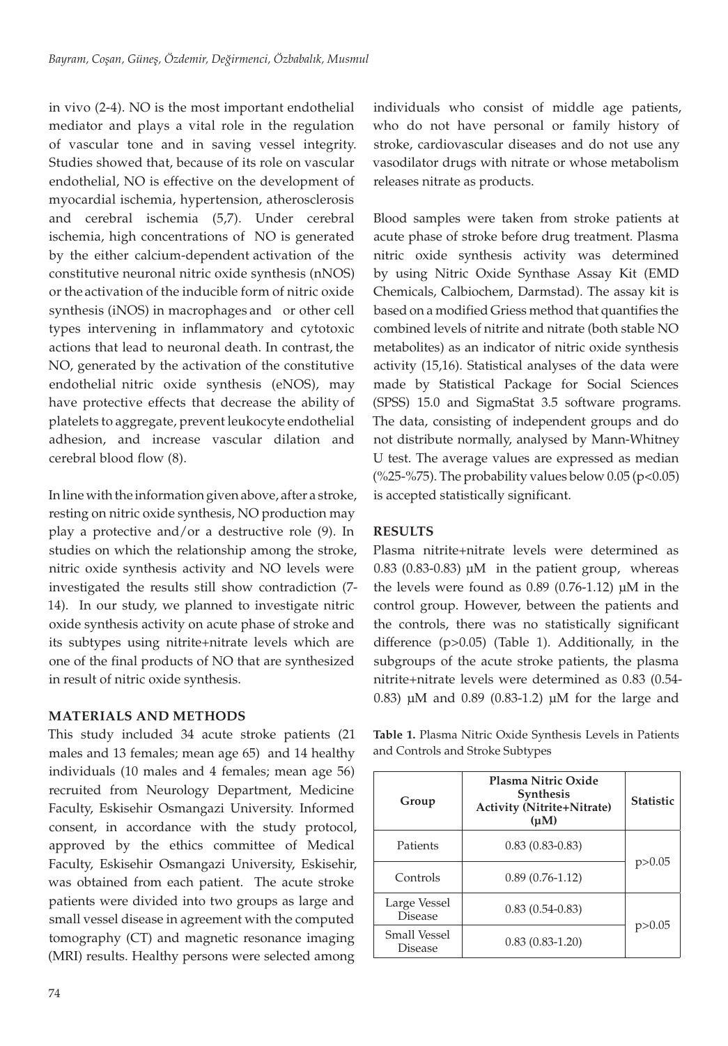in vivo (2-4). NO is the most important endothelial mediator and plays a vital role in the regulation of vascular tone and in saving vessel integrity. Studies showed that, because of its role on vascular endothelial, NO is effective on the development of myocardial ischemia, hypertension, atherosclerosis and cerebral ischemia (5,7). Under cerebral ischemia, high concentrations of NO is generated by the either calcium-dependent activation of the constitutive neuronal nitric oxide synthesis (nNOS) or the activation of the inducible form of nitric oxide synthesis (iNOS) in macrophages and or other cell types intervening in inflammatory and cytotoxic actions that lead to neuronal death. In contrast, the NO, generated by the activation of the constitutive endothelial nitric oxide synthesis (eNOS), may have protective effects that decrease the ability of platelets to aggregate, prevent leukocyte endothelial adhesion, and increase vascular dilation and cerebral blood flow (8).

In line with the information given above, after a stroke, resting on nitric oxide synthesis, NO production may play a protective and/or a destructive role (9). In studies on which the relationship among the stroke, nitric oxide synthesis activity and NO levels were investigated the results still show contradiction (7-14). In our study, we planned to investigate nitric oxide synthesis activity on acute phase of stroke and its subtypes using nitrite+nitrate levels which are one of the final products of NO that are synthesized in result of nitric oxide synthesis.

## MATERIALS AND METHODS

This study included 34 acute stroke patients (21 males and 13 females; mean age 65) and 14 healthy individuals (10 males and 4 females; mean age 56) recruited from Neurology Department, Medicine Faculty, Eskisehir Osmangazi University. Informed consent, in accordance with the study protocol, approved by the ethics committee of Medical Faculty, Eskisehir Osmangazi University, Eskisehir, was obtained from each patient. The acute stroke patients were divided into two groups as large and small vessel disease in agreement with the computed tomography (CT) and magnetic resonance imaging (MRI) results. Healthy persons were selected among individuals who consist of middle age patients, who do not have personal or family history of stroke, cardiovascular diseases and do not use any vasodilator drugs with nitrate or whose metabolism releases nitrate as products.

Blood samples were taken from stroke patients at acute phase of stroke before drug treatment. Plasma nitric oxide synthesis activity was determined by using Nitric Oxide Synthase Assay Kit (EMD Chemicals, Calbiochem, Darmstad). The assay kit is based on a modified Griess method that quantifies the combined levels of nitrite and nitrate (both stable NO metabolites) as an indicator of nitric oxide synthesis activity (15,16). Statistical analyses of the data were made by Statistical Package for Social Sciences (SPSS) 15.0 and SigmaStat 3.5 software programs. The data, consisting of independent groups and do not distribute normally, analysed by Mann-Whitney U test. The average values are expressed as median (%25-%75). The probability values below 0.05 ($p<0.05$) is accepted statistically significant.

## RESULTS

Plasma nitrite+nitrate levels were determined as 0.83 (0.83-0.83) µM in the patient group, whereas the levels were found as 0.89 (0.76-1.12) µM in the control group. However, between the patients and the controls, there was no statistically significant difference ($p>0.05$) (Table 1). Additionally, in the subgroups of the acute stroke patients, the plasma nitrite+nitrate levels were determined as 0.83 (0.54-0.83) µM and 0.89 (0.83-1.2) µM for the large and

**Table 1.** Plasma Nitric Oxide Synthesis Levels in Patients and Controls and Stroke Subtypes

| Group | Plasma Nitric Oxide Synthesis Activity (Nitrite+Nitrate) (µM) | Statistic |
|---|---|---|
| Patients | 0.83 (0.83-0.83) | p>0.05 |
| Controls | 0.89 (0.76-1.12) | |
| Large Vessel Disease | 0.83 (0.54-0.83) | p>0.05 |
| Small Vessel Disease | 0.83 (0.83-1.20) | |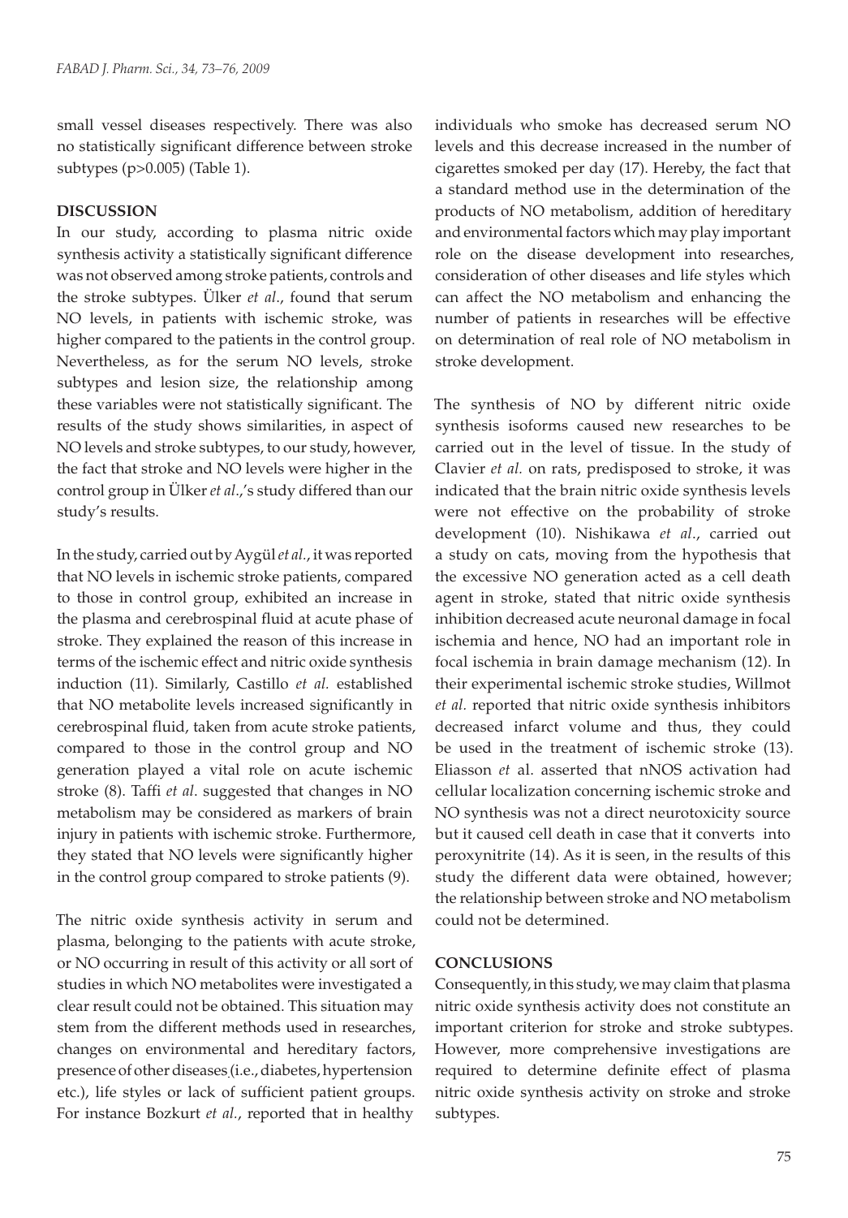small vessel diseases respectively. There was also no statistically significant difference between stroke subtypes (p>0.005) (Table 1).

## DISCUSSION

In our study, according to plasma nitric oxide synthesis activity a statistically significant difference was not observed among stroke patients, controls and the stroke subtypes. Ülker *et al*., found that serum NO levels, in patients with ischemic stroke, was higher compared to the patients in the control group. Nevertheless, as for the serum NO levels, stroke subtypes and lesion size, the relationship among these variables were not statistically significant. The results of the study shows similarities, in aspect of NO levels and stroke subtypes, to our study, however, the fact that stroke and NO levels were higher in the control group in Ülker *et al*.,'s study differed than our study's results.

In the study, carried out by Aygül *et al.*, it was reported that NO levels in ischemic stroke patients, compared to those in control group, exhibited an increase in the plasma and cerebrospinal fluid at acute phase of stroke. They explained the reason of this increase in terms of the ischemic effect and nitric oxide synthesis induction (11). Similarly, Castillo *et al.* established that NO metabolite levels increased significantly in cerebrospinal fluid, taken from acute stroke patients, compared to those in the control group and NO generation played a vital role on acute ischemic stroke (8). Taffi *et al*. suggested that changes in NO metabolism may be considered as markers of brain injury in patients with ischemic stroke. Furthermore, they stated that NO levels were significantly higher in the control group compared to stroke patients (9).

The nitric oxide synthesis activity in serum and plasma, belonging to the patients with acute stroke, or NO occurring in result of this activity or all sort of studies in which NO metabolites were investigated a clear result could not be obtained. This situation may stem from the different methods used in researches, changes on environmental and hereditary factors, presence of other diseases (i.e., diabetes, hypertension etc.), life styles or lack of sufficient patient groups. For instance Bozkurt *et al.*, reported that in healthy individuals who smoke has decreased serum NO levels and this decrease increased in the number of cigarettes smoked per day (17). Hereby, the fact that a standard method use in the determination of the products of NO metabolism, addition of hereditary and environmental factors which may play important role on the disease development into researches, consideration of other diseases and life styles which can affect the NO metabolism and enhancing the number of patients in researches will be effective on determination of real role of NO metabolism in stroke development.

The synthesis of NO by different nitric oxide synthesis isoforms caused new researches to be carried out in the level of tissue. In the study of Clavier *et al.* on rats, predisposed to stroke, it was indicated that the brain nitric oxide synthesis levels were not effective on the probability of stroke development (10). Nishikawa *et al*., carried out a study on cats, moving from the hypothesis that the excessive NO generation acted as a cell death agent in stroke, stated that nitric oxide synthesis inhibition decreased acute neuronal damage in focal ischemia and hence, NO had an important role in focal ischemia in brain damage mechanism (12). In their experimental ischemic stroke studies, Willmot *et al.* reported that nitric oxide synthesis inhibitors decreased infarct volume and thus, they could be used in the treatment of ischemic stroke (13). Eliasson *et* al. asserted that nNOS activation had cellular localization concerning ischemic stroke and NO synthesis was not a direct neurotoxicity source but it caused cell death in case that it converts into peroxynitrite (14). As it is seen, in the results of this study the different data were obtained, however; the relationship between stroke and NO metabolism could not be determined.

## CONCLUSIONS

Consequently, in this study, we may claim that plasma nitric oxide synthesis activity does not constitute an important criterion for stroke and stroke subtypes. However, more comprehensive investigations are required to determine definite effect of plasma nitric oxide synthesis activity on stroke and stroke subtypes.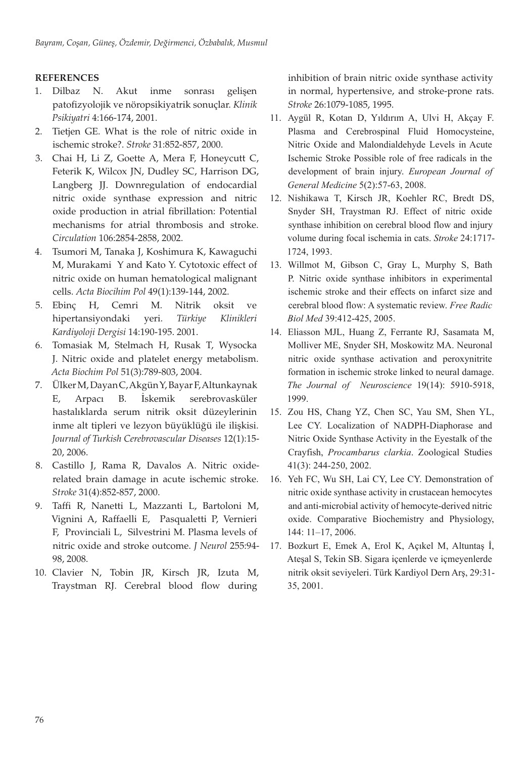## REFERENCES

1. Dilbaz N. Akut inme sonrası gelişen patofizyolojik ve nöropsikiyatrik sonuçlar. *Klinik Psikiyatri* 4:166-174, 2001.
2. Tietjen GE. What is the role of nitric oxide in ischemic stroke?. *Stroke* 31:852-857, 2000.
3. Chai H, Li Z, Goette A, Mera F, Honeycutt C, Feterik K, Wilcox JN, Dudley SC, Harrison DG, Langberg JJ. Downregulation of endocardial nitric oxide synthase expression and nitric oxide production in atrial fibrillation: Potential mechanisms for atrial thrombosis and stroke. *Circulation* 106:2854-2858, 2002.
4. Tsumori M, Tanaka J, Koshimura K, Kawaguchi M, Murakami Y and Kato Y. Cytotoxic effect of nitric oxide on human hematological malignant cells. *Acta Biocihim Pol* 49(1):139-144, 2002.
5. Ebinç H, Cemri M. Nitrik oksit ve hipertansiyondaki yeri. *Türkiye Klinikleri Kardiyoloji Dergisi* 14:190-195. 2001.
6. Tomasiak M, Stelmach H, Rusak T, Wysocka J. Nitric oxide and platelet energy metabolism. *Acta Biochim Pol* 51(3):789-803, 2004.
7. Ülker M, Dayan C, Akgün Y, Bayar F, Altunkaynak E, Arpacı B. İskemik serebrovasküler hastalıklarda serum nitrik oksit düzeylerinin inme alt tipleri ve lezyon büyüklüğü ile ilişkisi. *Journal of Turkish Cerebrovascular Diseases* 12(1):15-20, 2006.
8. Castillo J, Rama R, Davalos A. Nitric oxide-related brain damage in acute ischemic stroke. *Stroke* 31(4):852-857, 2000.
9. Taffi R, Nanetti L, Mazzanti L, Bartoloni M, Vignini A, Raffaelli E, Pasqualetti P, Vernieri F, Provinciali L, Silvestrini M. Plasma levels of nitric oxide and stroke outcome. *J Neurol* 255:94-98, 2008.
10. Clavier N, Tobin JR, Kirsch JR, Izuta M, Traystman RJ. Cerebral blood flow during inhibition of brain nitric oxide synthase activity in normal, hypertensive, and stroke-prone rats. *Stroke* 26:1079-1085, 1995.
11. Aygül R, Kotan D, Yıldırım A, Ulvi H, Akçay F. Plasma and Cerebrospinal Fluid Homocysteine, Nitric Oxide and Malondialdehyde Levels in Acute Ischemic Stroke Possible role of free radicals in the development of brain injury. *European Journal of General Medicine* 5(2):57-63, 2008.
12. Nishikawa T, Kirsch JR, Koehler RC, Bredt DS, Snyder SH, Traystman RJ. Effect of nitric oxide synthase inhibition on cerebral blood flow and injury volume during focal ischemia in cats. *Stroke* 24:1717-1724, 1993.
13. Willmot M, Gibson C, Gray L, Murphy S, Bath P. Nitric oxide synthase inhibitors in experimental ischemic stroke and their effects on infarct size and cerebral blood flow: A systematic review. *Free Radic Biol Med* 39:412-425, 2005.
14. Eliasson MJL, Huang Z, Ferrante RJ, Sasamata M, Molliver ME, Snyder SH, Moskowitz MA. Neuronal nitric oxide synthase activation and peroxynitrite formation in ischemic stroke linked to neural damage. *The Journal of Neuroscience* 19(14): 5910-5918, 1999.
15. Zou HS, Chang YZ, Chen SC, Yau SM, Shen YL, Lee CY. Localization of NADPH-Diaphorase and Nitric Oxide Synthase Activity in the Eyestalk of the Crayfish, *Procambarus clarkia*. Zoological Studies 41(3): 244-250, 2002.
16. Yeh FC, Wu SH, Lai CY, Lee CY. Demonstration of nitric oxide synthase activity in crustacean hemocytes and anti-microbial activity of hemocyte-derived nitric oxide. Comparative Biochemistry and Physiology, 144: 11–17, 2006.
17. Bozkurt E, Emek A, Erol K, Açıkel M, Altuntaş İ, Ateşal S, Tekin SB. Sigara içenlerde ve içmeyenlerde nitrik oksit seviyeleri. Türk Kardiyol Dern Arş, 29:31-35, 2001.